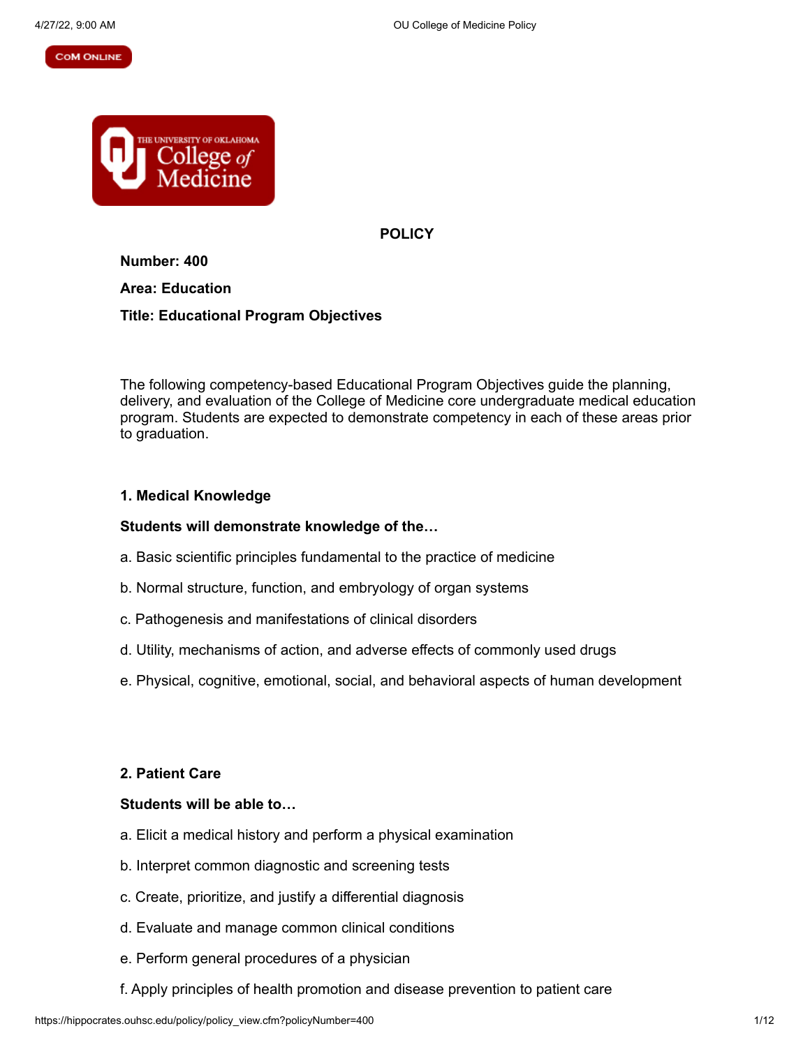**POLICY**

**Number: 400**

**Area: Education**

**Title: Educational Program Objectives**

The following competency-based Educational Program Objectives guide the planning, delivery, and evaluation of the College of Medicine core undergraduate medical education program. Students are expected to demonstrate competency in each of these areas prior to graduation.

**1. Medical Knowledge**

**Students will demonstrate knowledge of the…**

a. Basic scientific principles fundamental to the practice of medicine

b. Normal structure, function, and embryology of organ systems

c. Pathogenesis and manifestations of clinical disorders

d. Utility, mechanisms of action, and adverse effects of commonly used drugs

e. Physical, cognitive, emotional, social, and behavioral aspects of human development

**2. Patient Care**

**Students will be able to…**

a. Elicit a medical history and perform a physical examination

b. Interpret common diagnostic and screening tests

c. Create, prioritize, and justify a differential diagnosis

d. Evaluate and manage common clinical conditions

e. Perform general procedures of a physician

f. Apply principles of health promotion and disease prevention to patient care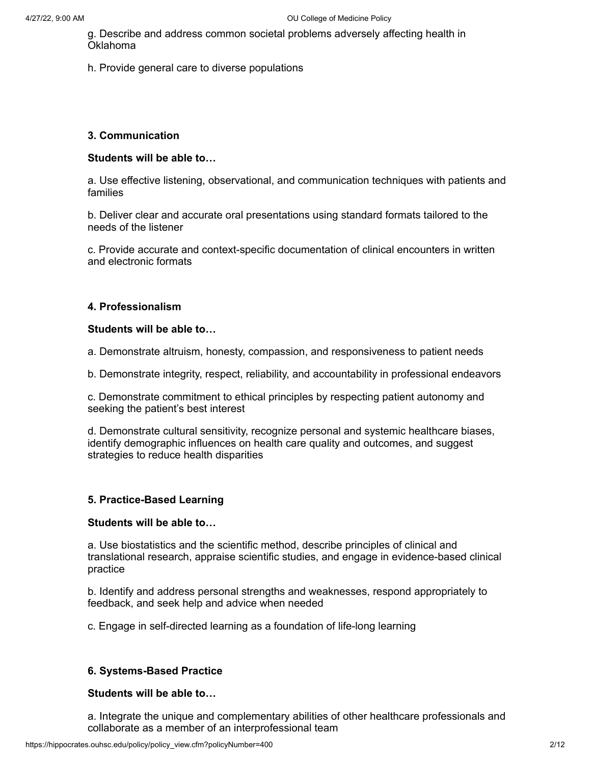g. Describe and address common societal problems adversely affecting health in Oklahoma

h. Provide general care to diverse populations

**3. Communication**

**Students will be able to…**

a. Use effective listening, observational, and communication techniques with patients and families

b. Deliver clear and accurate oral presentations using standard formats tailored to the needs of the listener

c. Provide accurate and context-specific documentation of clinical encounters in written and electronic formats

**4. Professionalism**

**Students will be able to…**

a. Demonstrate altruism, honesty, compassion, and responsiveness to patient needs

b. Demonstrate integrity, respect, reliability, and accountability in professional endeavors

c. Demonstrate commitment to ethical principles by respecting patient autonomy and seeking the patient's best interest

d. Demonstrate cultural sensitivity, recognize personal and systemic healthcare biases, identify demographic influences on health care quality and outcomes, and suggest strategies to reduce health disparities

**5. Practice-Based Learning**

**Students will be able to…**

a. Use biostatistics and the scientific method, describe principles of clinical and translational research, appraise scientific studies, and engage in evidence-based clinical practice

b. Identify and address personal strengths and weaknesses, respond appropriately to feedback, and seek help and advice when needed

c. Engage in self-directed learning as a foundation of life-long learning

**6. Systems-Based Practice**

**Students will be able to…**

a. Integrate the unique and complementary abilities of other healthcare professionals and collaborate as a member of an interprofessional team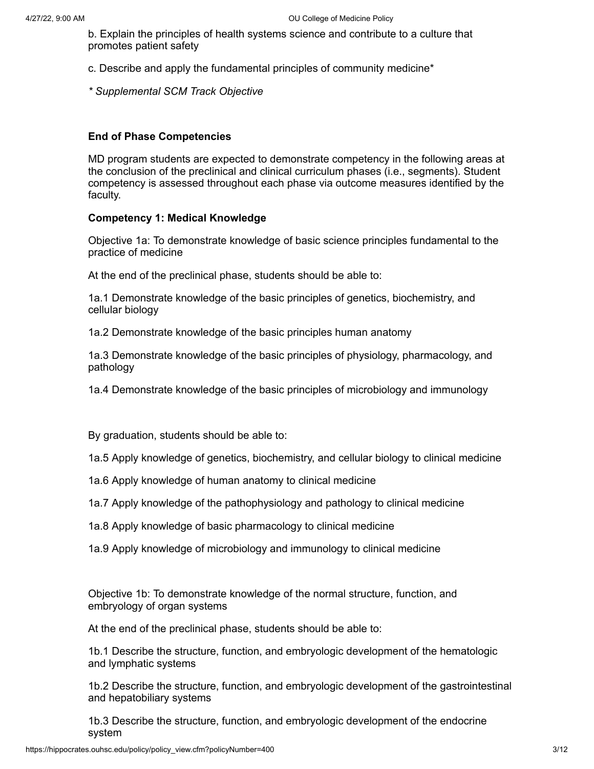b. Explain the principles of health systems science and contribute to a culture that promotes patient safety

c. Describe and apply the fundamental principles of community medicine*

*\* Supplemental SCM Track Objective*

**End of Phase Competencies**

MD program students are expected to demonstrate competency in the following areas at the conclusion of the preclinical and clinical curriculum phases (i.e., segments). Student competency is assessed throughout each phase via outcome measures identified by the faculty.

**Competency 1: Medical Knowledge**

Objective 1a: To demonstrate knowledge of basic science principles fundamental to the practice of medicine

At the end of the preclinical phase, students should be able to:

1a.1 Demonstrate knowledge of the basic principles of genetics, biochemistry, and cellular biology

1a.2 Demonstrate knowledge of the basic principles human anatomy

1a.3 Demonstrate knowledge of the basic principles of physiology, pharmacology, and pathology

1a.4 Demonstrate knowledge of the basic principles of microbiology and immunology

By graduation, students should be able to:

1a.5 Apply knowledge of genetics, biochemistry, and cellular biology to clinical medicine

1a.6 Apply knowledge of human anatomy to clinical medicine

1a.7 Apply knowledge of the pathophysiology and pathology to clinical medicine

1a.8 Apply knowledge of basic pharmacology to clinical medicine

1a.9 Apply knowledge of microbiology and immunology to clinical medicine

Objective 1b: To demonstrate knowledge of the normal structure, function, and embryology of organ systems

At the end of the preclinical phase, students should be able to:

1b.1 Describe the structure, function, and embryologic development of the hematologic and lymphatic systems

1b.2 Describe the structure, function, and embryologic development of the gastrointestinal and hepatobiliary systems

1b.3 Describe the structure, function, and embryologic development of the endocrine system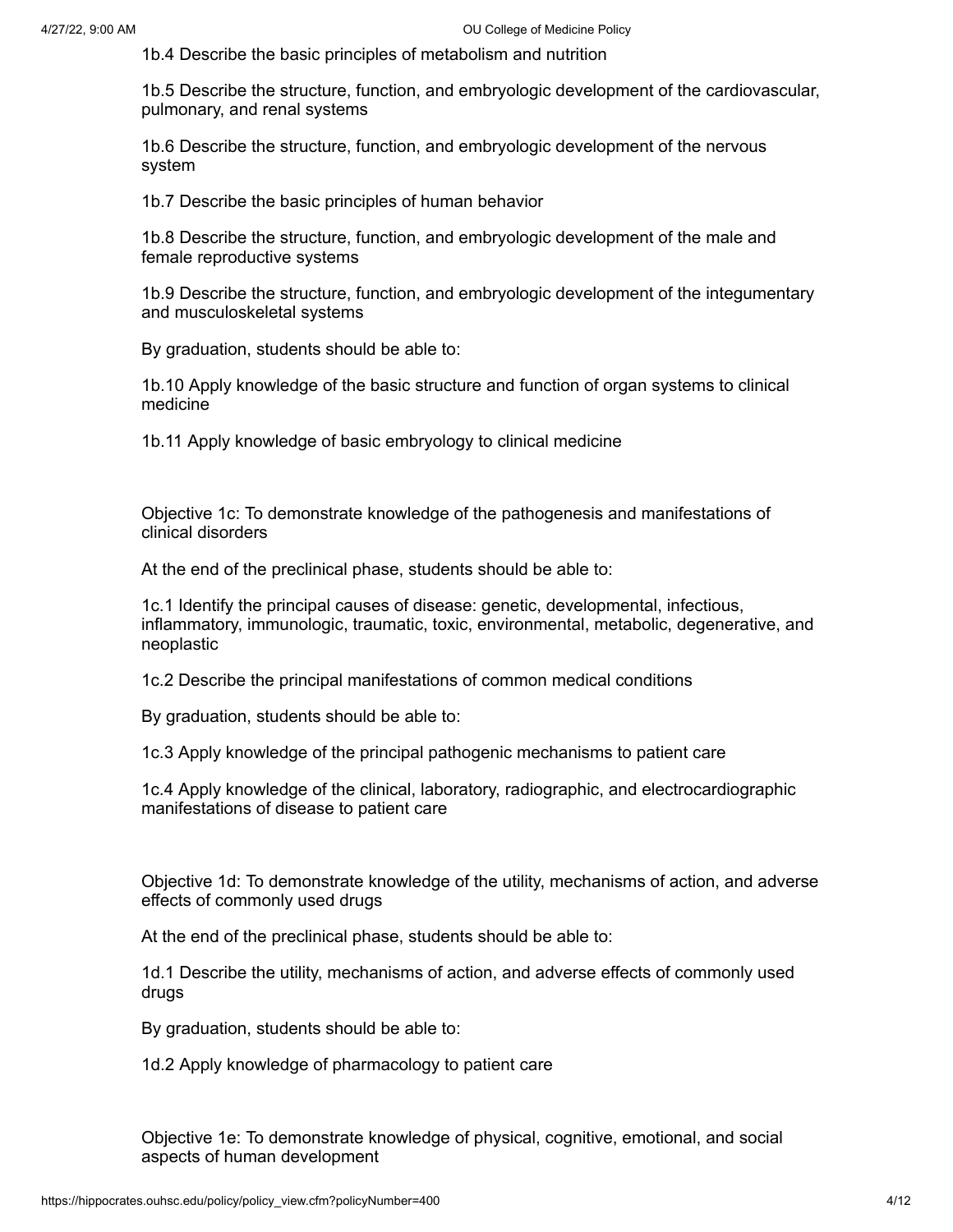1b.4 Describe the basic principles of metabolism and nutrition

1b.5 Describe the structure, function, and embryologic development of the cardiovascular, pulmonary, and renal systems

1b.6 Describe the structure, function, and embryologic development of the nervous system

1b.7 Describe the basic principles of human behavior

1b.8 Describe the structure, function, and embryologic development of the male and female reproductive systems

1b.9 Describe the structure, function, and embryologic development of the integumentary and musculoskeletal systems

By graduation, students should be able to:

1b.10 Apply knowledge of the basic structure and function of organ systems to clinical medicine

1b.11 Apply knowledge of basic embryology to clinical medicine

Objective 1c: To demonstrate knowledge of the pathogenesis and manifestations of clinical disorders

At the end of the preclinical phase, students should be able to:

1c.1 Identify the principal causes of disease: genetic, developmental, infectious, inflammatory, immunologic, traumatic, toxic, environmental, metabolic, degenerative, and neoplastic

1c.2 Describe the principal manifestations of common medical conditions

By graduation, students should be able to:

1c.3 Apply knowledge of the principal pathogenic mechanisms to patient care

1c.4 Apply knowledge of the clinical, laboratory, radiographic, and electrocardiographic manifestations of disease to patient care

Objective 1d: To demonstrate knowledge of the utility, mechanisms of action, and adverse effects of commonly used drugs

At the end of the preclinical phase, students should be able to:

1d.1 Describe the utility, mechanisms of action, and adverse effects of commonly used drugs

By graduation, students should be able to:

1d.2 Apply knowledge of pharmacology to patient care

Objective 1e: To demonstrate knowledge of physical, cognitive, emotional, and social aspects of human development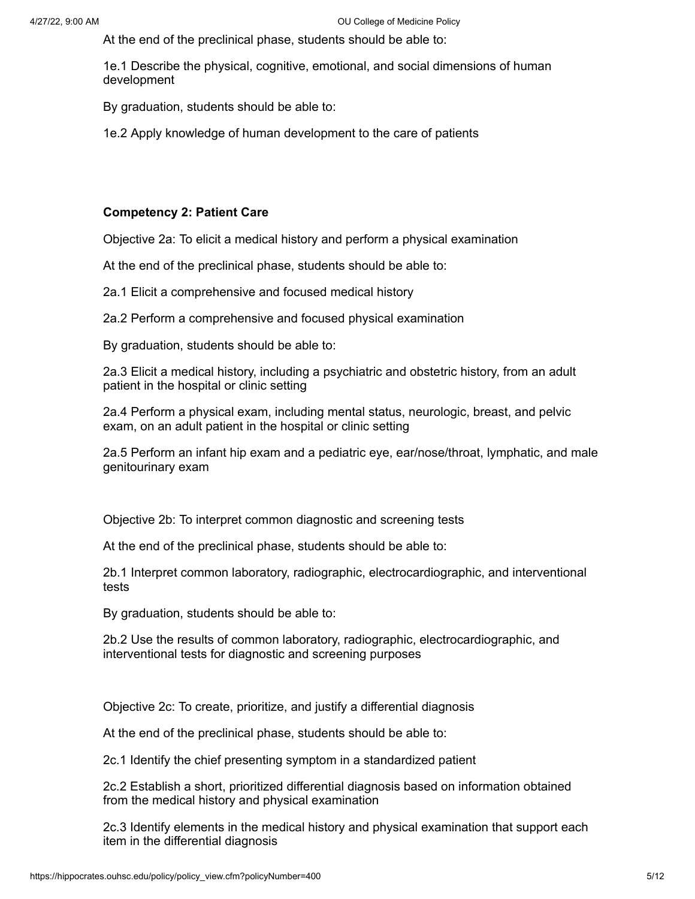At the end of the preclinical phase, students should be able to:

1e.1 Describe the physical, cognitive, emotional, and social dimensions of human development

By graduation, students should be able to:

1e.2 Apply knowledge of human development to the care of patients

**Competency 2: Patient Care**

Objective 2a: To elicit a medical history and perform a physical examination

At the end of the preclinical phase, students should be able to:

2a.1 Elicit a comprehensive and focused medical history

2a.2 Perform a comprehensive and focused physical examination

By graduation, students should be able to:

2a.3 Elicit a medical history, including a psychiatric and obstetric history, from an adult patient in the hospital or clinic setting

2a.4 Perform a physical exam, including mental status, neurologic, breast, and pelvic exam, on an adult patient in the hospital or clinic setting

2a.5 Perform an infant hip exam and a pediatric eye, ear/nose/throat, lymphatic, and male genitourinary exam

Objective 2b: To interpret common diagnostic and screening tests

At the end of the preclinical phase, students should be able to:

2b.1 Interpret common laboratory, radiographic, electrocardiographic, and interventional tests

By graduation, students should be able to:

2b.2 Use the results of common laboratory, radiographic, electrocardiographic, and interventional tests for diagnostic and screening purposes

Objective 2c: To create, prioritize, and justify a differential diagnosis

At the end of the preclinical phase, students should be able to:

2c.1 Identify the chief presenting symptom in a standardized patient

2c.2 Establish a short, prioritized differential diagnosis based on information obtained from the medical history and physical examination

2c.3 Identify elements in the medical history and physical examination that support each item in the differential diagnosis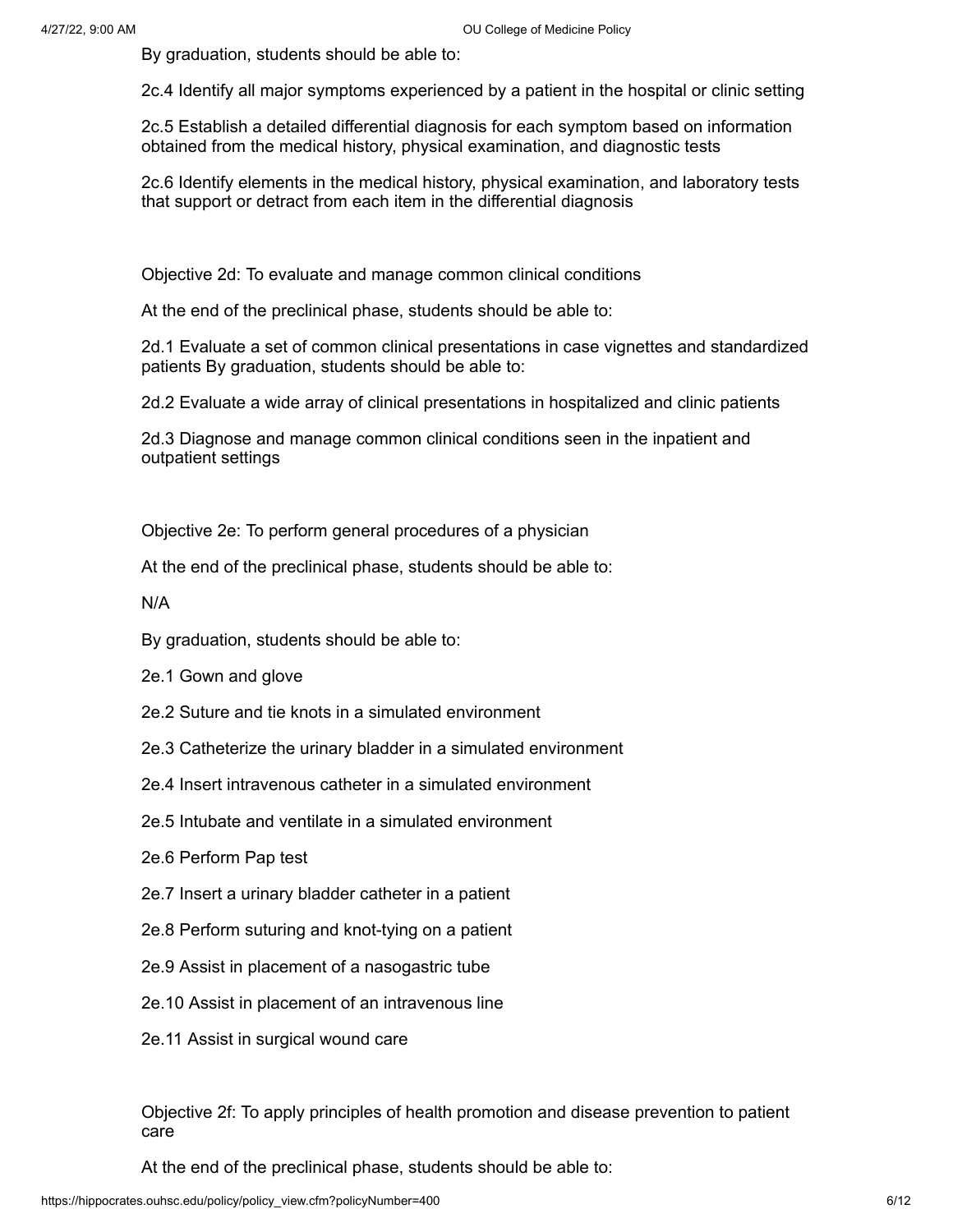By graduation, students should be able to:

2c.4 Identify all major symptoms experienced by a patient in the hospital or clinic setting

2c.5 Establish a detailed differential diagnosis for each symptom based on information obtained from the medical history, physical examination, and diagnostic tests

2c.6 Identify elements in the medical history, physical examination, and laboratory tests that support or detract from each item in the differential diagnosis

Objective 2d: To evaluate and manage common clinical conditions

At the end of the preclinical phase, students should be able to:

2d.1 Evaluate a set of common clinical presentations in case vignettes and standardized patients By graduation, students should be able to:

2d.2 Evaluate a wide array of clinical presentations in hospitalized and clinic patients

2d.3 Diagnose and manage common clinical conditions seen in the inpatient and outpatient settings

Objective 2e: To perform general procedures of a physician

At the end of the preclinical phase, students should be able to:

N/A

By graduation, students should be able to:

2e.1 Gown and glove

2e.2 Suture and tie knots in a simulated environment

2e.3 Catheterize the urinary bladder in a simulated environment

2e.4 Insert intravenous catheter in a simulated environment

2e.5 Intubate and ventilate in a simulated environment

2e.6 Perform Pap test

2e.7 Insert a urinary bladder catheter in a patient

2e.8 Perform suturing and knot-tying on a patient

2e.9 Assist in placement of a nasogastric tube

2e.10 Assist in placement of an intravenous line

2e.11 Assist in surgical wound care

Objective 2f: To apply principles of health promotion and disease prevention to patient care

At the end of the preclinical phase, students should be able to: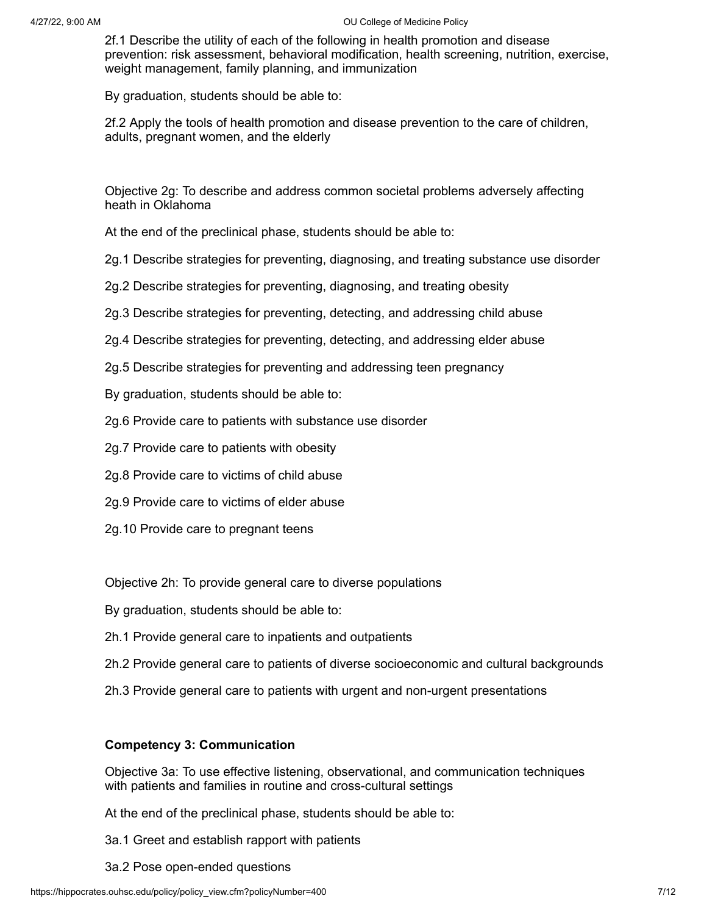2f.1 Describe the utility of each of the following in health promotion and disease prevention: risk assessment, behavioral modification, health screening, nutrition, exercise, weight management, family planning, and immunization

By graduation, students should be able to:

2f.2 Apply the tools of health promotion and disease prevention to the care of children, adults, pregnant women, and the elderly

Objective 2g: To describe and address common societal problems adversely affecting heath in Oklahoma

At the end of the preclinical phase, students should be able to:

2g.1 Describe strategies for preventing, diagnosing, and treating substance use disorder

2g.2 Describe strategies for preventing, diagnosing, and treating obesity

2g.3 Describe strategies for preventing, detecting, and addressing child abuse

2g.4 Describe strategies for preventing, detecting, and addressing elder abuse

2g.5 Describe strategies for preventing and addressing teen pregnancy

By graduation, students should be able to:

2g.6 Provide care to patients with substance use disorder

2g.7 Provide care to patients with obesity

2g.8 Provide care to victims of child abuse

2g.9 Provide care to victims of elder abuse

2g.10 Provide care to pregnant teens

Objective 2h: To provide general care to diverse populations

By graduation, students should be able to:

2h.1 Provide general care to inpatients and outpatients

2h.2 Provide general care to patients of diverse socioeconomic and cultural backgrounds

2h.3 Provide general care to patients with urgent and non-urgent presentations

**Competency 3: Communication**

Objective 3a: To use effective listening, observational, and communication techniques with patients and families in routine and cross-cultural settings

At the end of the preclinical phase, students should be able to:

3a.1 Greet and establish rapport with patients

3a.2 Pose open-ended questions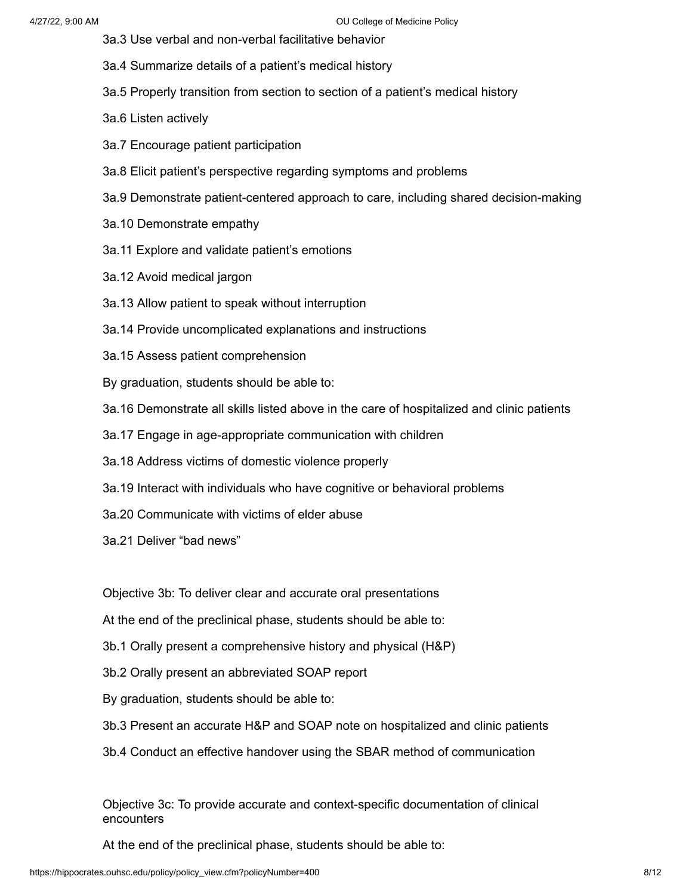3a.3 Use verbal and non-verbal facilitative behavior

3a.4 Summarize details of a patient's medical history

3a.5 Properly transition from section to section of a patient's medical history

3a.6 Listen actively

3a.7 Encourage patient participation

3a.8 Elicit patient's perspective regarding symptoms and problems

3a.9 Demonstrate patient-centered approach to care, including shared decision-making

3a.10 Demonstrate empathy

3a.11 Explore and validate patient's emotions

3a.12 Avoid medical jargon

3a.13 Allow patient to speak without interruption

3a.14 Provide uncomplicated explanations and instructions

3a.15 Assess patient comprehension

By graduation, students should be able to:

3a.16 Demonstrate all skills listed above in the care of hospitalized and clinic patients

3a.17 Engage in age-appropriate communication with children

3a.18 Address victims of domestic violence properly

3a.19 Interact with individuals who have cognitive or behavioral problems

3a.20 Communicate with victims of elder abuse

3a.21 Deliver "bad news"

Objective 3b: To deliver clear and accurate oral presentations

At the end of the preclinical phase, students should be able to:

3b.1 Orally present a comprehensive history and physical (H&P)

3b.2 Orally present an abbreviated SOAP report

By graduation, students should be able to:

3b.3 Present an accurate H&P and SOAP note on hospitalized and clinic patients

3b.4 Conduct an effective handover using the SBAR method of communication

Objective 3c: To provide accurate and context-specific documentation of clinical encounters

At the end of the preclinical phase, students should be able to: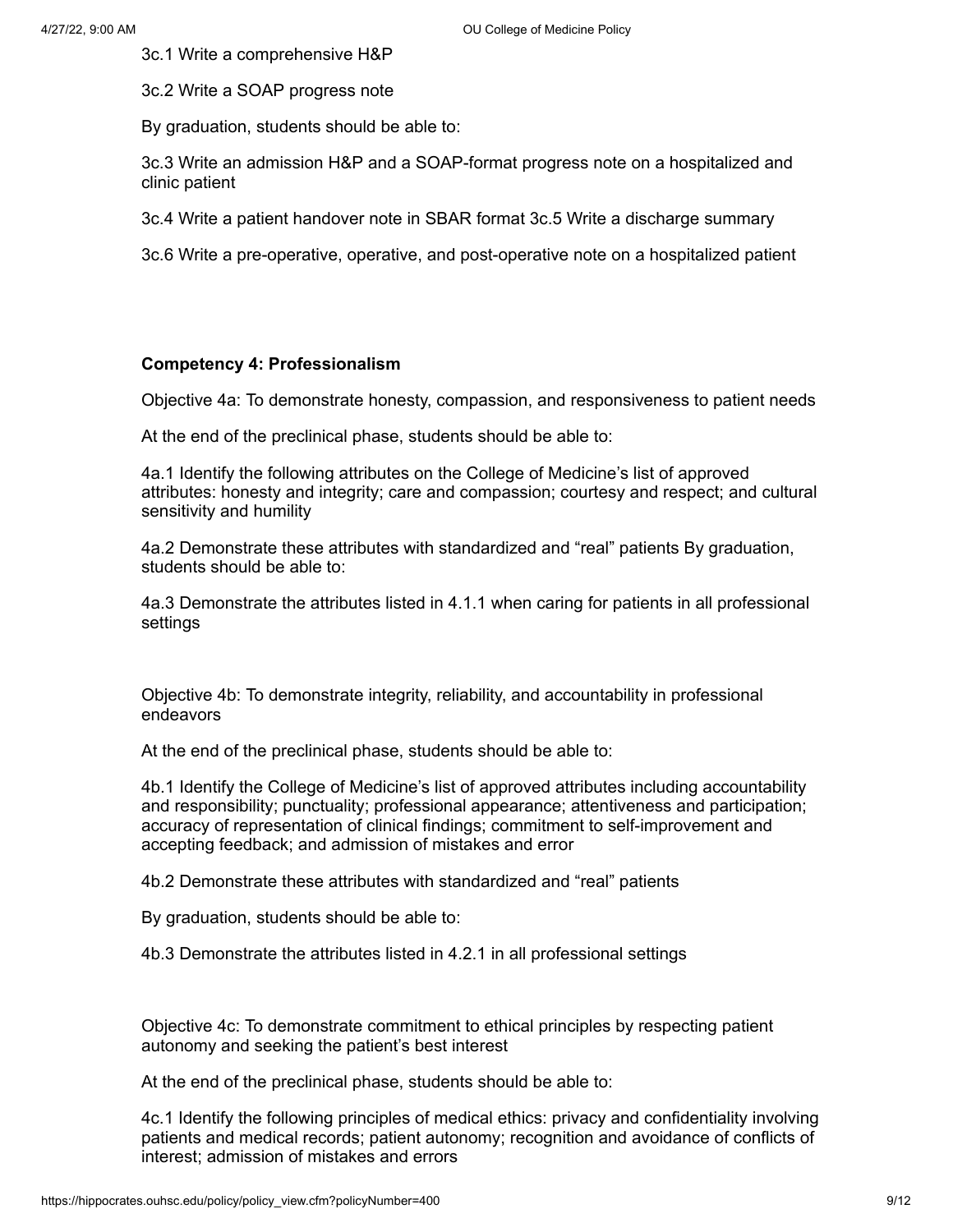3c.1 Write a comprehensive H&P

3c.2 Write a SOAP progress note

By graduation, students should be able to:

3c.3 Write an admission H&P and a SOAP-format progress note on a hospitalized and clinic patient

3c.4 Write a patient handover note in SBAR format 3c.5 Write a discharge summary

3c.6 Write a pre-operative, operative, and post-operative note on a hospitalized patient

**Competency 4: Professionalism**

Objective 4a: To demonstrate honesty, compassion, and responsiveness to patient needs

At the end of the preclinical phase, students should be able to:

4a.1 Identify the following attributes on the College of Medicine's list of approved attributes: honesty and integrity; care and compassion; courtesy and respect; and cultural sensitivity and humility

4a.2 Demonstrate these attributes with standardized and "real" patients By graduation, students should be able to:

4a.3 Demonstrate the attributes listed in 4.1.1 when caring for patients in all professional settings

Objective 4b: To demonstrate integrity, reliability, and accountability in professional endeavors

At the end of the preclinical phase, students should be able to:

4b.1 Identify the College of Medicine's list of approved attributes including accountability and responsibility; punctuality; professional appearance; attentiveness and participation; accuracy of representation of clinical findings; commitment to self-improvement and accepting feedback; and admission of mistakes and error

4b.2 Demonstrate these attributes with standardized and "real" patients

By graduation, students should be able to:

4b.3 Demonstrate the attributes listed in 4.2.1 in all professional settings

Objective 4c: To demonstrate commitment to ethical principles by respecting patient autonomy and seeking the patient's best interest

At the end of the preclinical phase, students should be able to:

4c.1 Identify the following principles of medical ethics: privacy and confidentiality involving patients and medical records; patient autonomy; recognition and avoidance of conflicts of interest; admission of mistakes and errors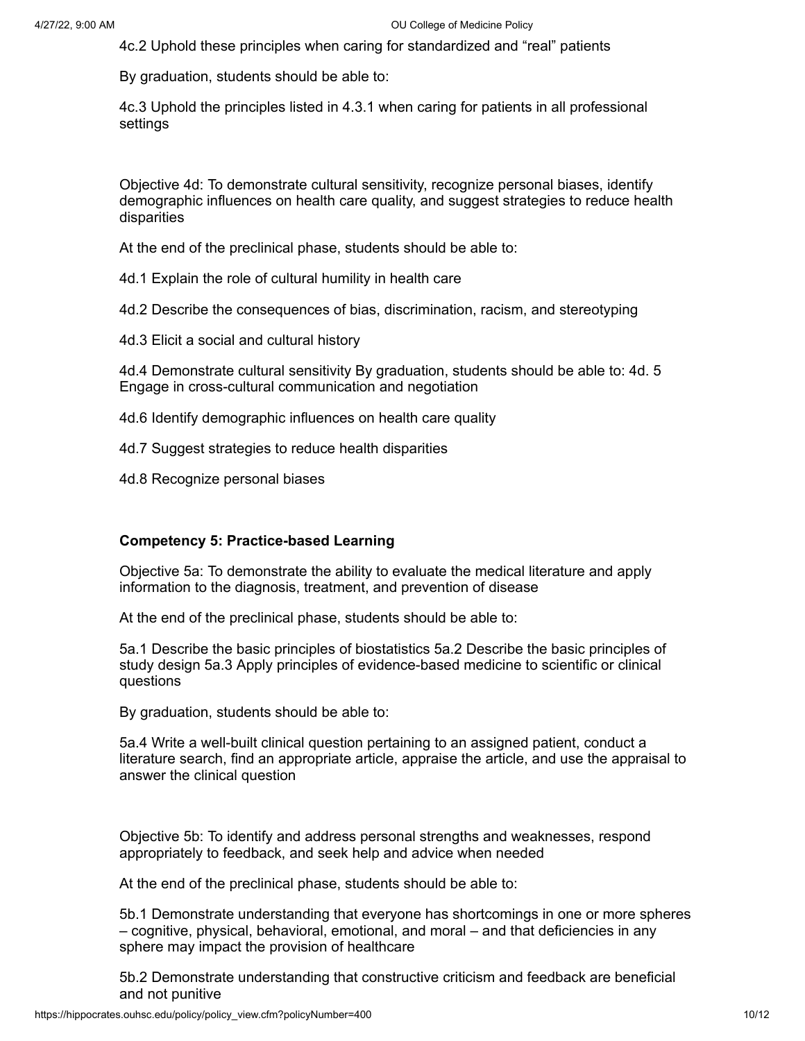4c.2 Uphold these principles when caring for standardized and "real" patients

By graduation, students should be able to:

4c.3 Uphold the principles listed in 4.3.1 when caring for patients in all professional settings

Objective 4d: To demonstrate cultural sensitivity, recognize personal biases, identify demographic influences on health care quality, and suggest strategies to reduce health disparities

At the end of the preclinical phase, students should be able to:

4d.1 Explain the role of cultural humility in health care

4d.2 Describe the consequences of bias, discrimination, racism, and stereotyping

4d.3 Elicit a social and cultural history

4d.4 Demonstrate cultural sensitivity By graduation, students should be able to: 4d. 5 Engage in cross-cultural communication and negotiation

4d.6 Identify demographic influences on health care quality

4d.7 Suggest strategies to reduce health disparities

4d.8 Recognize personal biases

**Competency 5: Practice-based Learning**

Objective 5a: To demonstrate the ability to evaluate the medical literature and apply information to the diagnosis, treatment, and prevention of disease

At the end of the preclinical phase, students should be able to:

5a.1 Describe the basic principles of biostatistics 5a.2 Describe the basic principles of study design 5a.3 Apply principles of evidence-based medicine to scientific or clinical questions

By graduation, students should be able to:

5a.4 Write a well-built clinical question pertaining to an assigned patient, conduct a literature search, find an appropriate article, appraise the article, and use the appraisal to answer the clinical question

Objective 5b: To identify and address personal strengths and weaknesses, respond appropriately to feedback, and seek help and advice when needed

At the end of the preclinical phase, students should be able to:

5b.1 Demonstrate understanding that everyone has shortcomings in one or more spheres – cognitive, physical, behavioral, emotional, and moral – and that deficiencies in any sphere may impact the provision of healthcare

5b.2 Demonstrate understanding that constructive criticism and feedback are beneficial and not punitive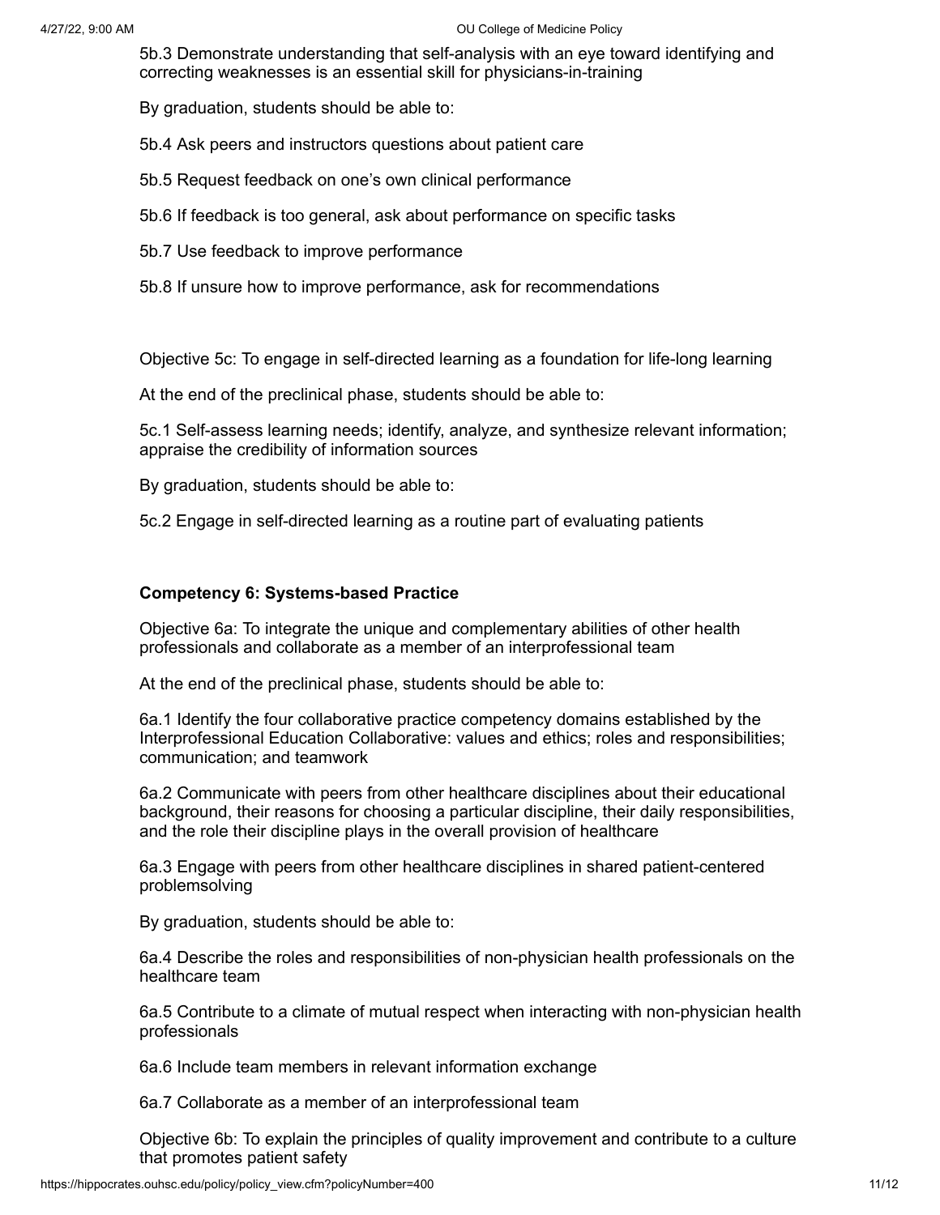5b.3 Demonstrate understanding that self-analysis with an eye toward identifying and correcting weaknesses is an essential skill for physicians-in-training

By graduation, students should be able to:

5b.4 Ask peers and instructors questions about patient care

5b.5 Request feedback on one’s own clinical performance

5b.6 If feedback is too general, ask about performance on specific tasks

5b.7 Use feedback to improve performance

5b.8 If unsure how to improve performance, ask for recommendations

Objective 5c: To engage in self-directed learning as a foundation for life-long learning

At the end of the preclinical phase, students should be able to:

5c.1 Self-assess learning needs; identify, analyze, and synthesize relevant information; appraise the credibility of information sources

By graduation, students should be able to:

5c.2 Engage in self-directed learning as a routine part of evaluating patients

**Competency 6: Systems-based Practice**

Objective 6a: To integrate the unique and complementary abilities of other health professionals and collaborate as a member of an interprofessional team

At the end of the preclinical phase, students should be able to:

6a.1 Identify the four collaborative practice competency domains established by the Interprofessional Education Collaborative: values and ethics; roles and responsibilities; communication; and teamwork

6a.2 Communicate with peers from other healthcare disciplines about their educational background, their reasons for choosing a particular discipline, their daily responsibilities, and the role their discipline plays in the overall provision of healthcare

6a.3 Engage with peers from other healthcare disciplines in shared patient-centered problemsolving

By graduation, students should be able to:

6a.4 Describe the roles and responsibilities of non-physician health professionals on the healthcare team

6a.5 Contribute to a climate of mutual respect when interacting with non-physician health professionals

6a.6 Include team members in relevant information exchange

6a.7 Collaborate as a member of an interprofessional team

Objective 6b: To explain the principles of quality improvement and contribute to a culture that promotes patient safety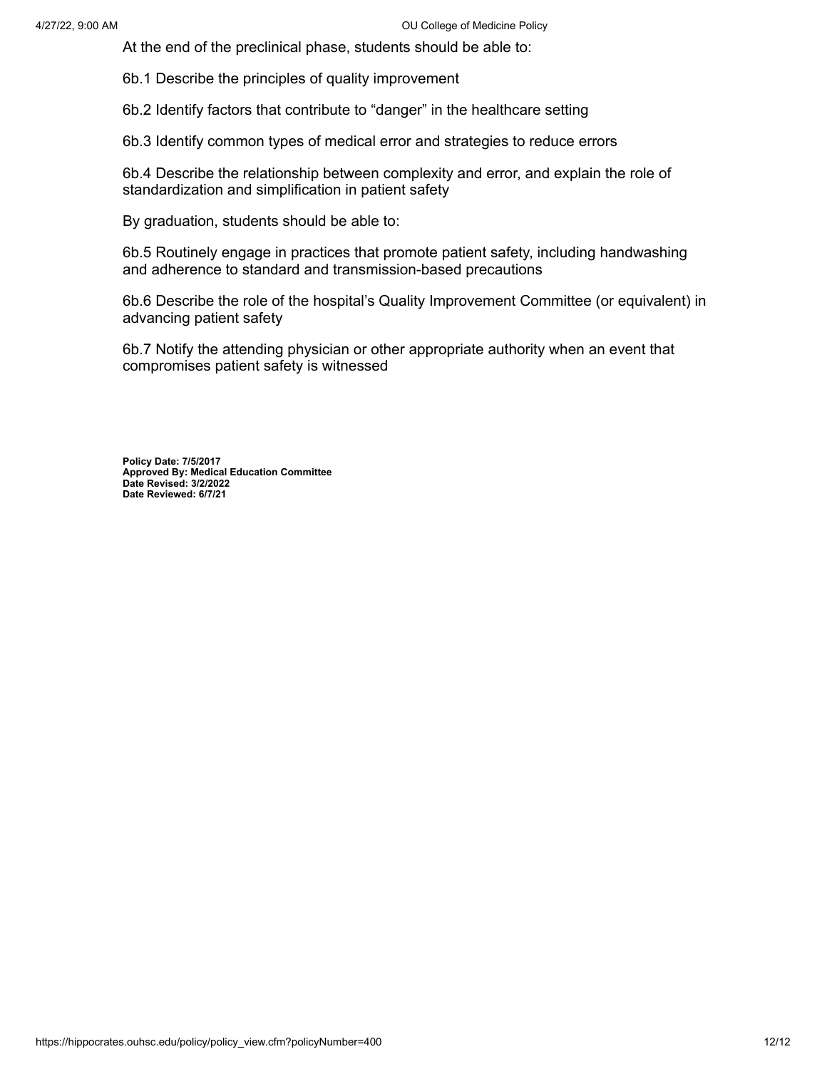At the end of the preclinical phase, students should be able to:

6b.1 Describe the principles of quality improvement

6b.2 Identify factors that contribute to "danger" in the healthcare setting

6b.3 Identify common types of medical error and strategies to reduce errors

6b.4 Describe the relationship between complexity and error, and explain the role of standardization and simplification in patient safety

By graduation, students should be able to:

6b.5 Routinely engage in practices that promote patient safety, including handwashing and adherence to standard and transmission-based precautions

6b.6 Describe the role of the hospital's Quality Improvement Committee (or equivalent) in advancing patient safety

6b.7 Notify the attending physician or other appropriate authority when an event that compromises patient safety is witnessed

**Policy Date: 7/5/2017**
**Approved By: Medical Education Committee**
**Date Revised: 3/2/2022**
**Date Reviewed: 6/7/21**